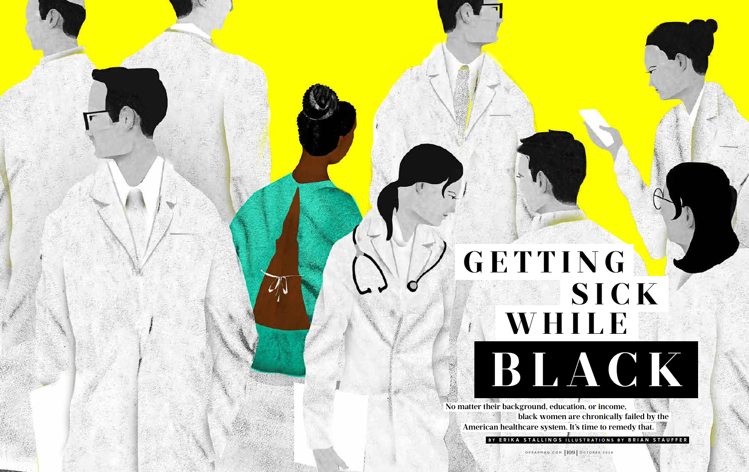# GETTING SICK WHILE BLACK

No matter their background, education, or income, black women are chronically failed by the American healthcare system. It's time to remedy that.

BY ERIKA STALLINGS ILLUSTRATIONS BY BRIAN STAUFFER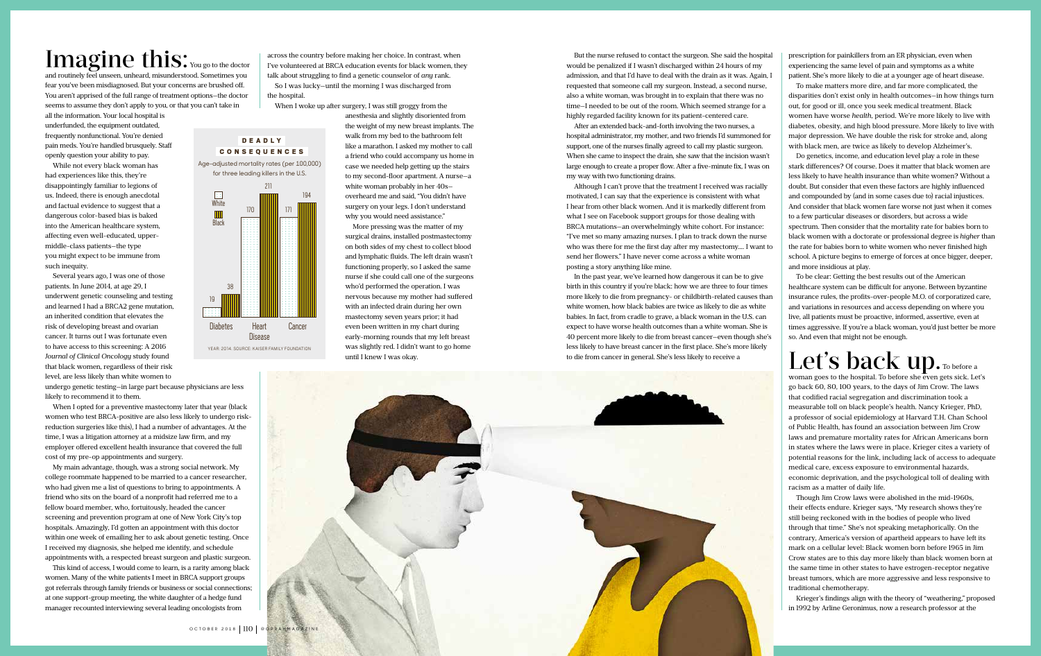# Imagine this:

You go to the doctor and routinely feel unseen, unheard, misunderstood. Sometimes you fear you've been misdiagnosed. But your concerns are brushed off. You aren't apprised of the full range of treatment options—the doctor seems to assume they don't apply to you, or that you can't take in all the information. Your local hospital is underfunded, the equipment outdated, frequently nonfunctional. You're denied pain meds. You're handled brusquely. Staff openly question your ability to pay.

While not every black woman has had experiences like this, they're disappointingly familiar to legions of us. Indeed, there is enough anecdotal and factual evidence to suggest that a dangerous color-based bias is baked into the American healthcare system, affecting even well-educated, upper-middle-class patients—the type you might expect to be immune from such inequity.

Several years ago, I was one of those patients. In June 2014, at age 29, I underwent genetic counseling and testing and learned I had a BRCA2 gene mutation, an inherited condition that elevates the risk of developing breast and ovarian cancer. It turns out I was fortunate even to have access to this screening: A 2016 *Journal of Clinical Oncology* study found that black women, regardless of their risk level, are less likely than white women to undergo genetic testing—in large part because physicians are less likely to recommend it to them.

When I opted for a preventive mastectomy later that year (black women who test BRCA-positive are also less likely to undergo risk-reduction surgeries like this), I had a number of advantages. At the time, I was a litigation attorney at a midsize law firm, and my employer offered excellent health insurance that covered the full cost of my pre-op appointments and surgery.

My main advantage, though, was a strong social network. My college roommate happened to be married to a cancer researcher, who had given me a list of questions to bring to appointments. A friend who sits on the board of a nonprofit had referred me to a fellow board member, who, fortuitously, headed the cancer screening and prevention program at one of New York City's top hospitals. Amazingly, I'd gotten an appointment with this doctor within one week of emailing her to ask about genetic testing. Once I received my diagnosis, she helped me identify, and schedule appointments with, a respected breast surgeon and plastic surgeon.

This kind of access, I would come to learn, is a rarity among black women. Many of the white patients I meet in BRCA support groups got referrals through family friends or business or social connections; at one support-group meeting, the white daughter of a hedge fund manager recounted interviewing several leading oncologists from across the country before making her choice. In contrast, when I've volunteered at BRCA education events for black women, they talk about struggling to find a genetic counselor of *any* rank.

So I was lucky—until the morning I was discharged from the hospital.

**DEADLY CONSEQUENCES**

Age-adjusted mortality rates (per 100,000) for three leading killers in the U.S.

| | White | Black |
|---|---|---|
| Diabetes | 19 | 38 |
| Heart Disease | 170 | 211 |
| Cancer | 171 | 194 |

YEAR: 2014. SOURCE: KAISER FAMILY FOUNDATION

When I woke up after surgery, I was still groggy from the anesthesia and slightly disoriented from the weight of my new breast implants. The walk from my bed to the bathroom felt like a marathon. I asked my mother to call a friend who could accompany us home in case we needed help getting up the stairs to my second-floor apartment. A nurse—a white woman probably in her 40s—overheard me and said, "You didn't have surgery on your legs. I don't understand why you would need assistance."

More pressing was the matter of my surgical drains, installed postmastectomy on both sides of my chest to collect blood and lymphatic fluids. The left drain wasn't functioning properly, so I asked the same nurse if she could call one of the surgeons who'd performed the operation. I was nervous because my mother had suffered with an infected drain during her own mastectomy seven years prior; it had even been written in my chart during early-morning rounds that my left breast was slightly red. I didn't want to go home until I knew I was okay.

But the nurse refused to contact the surgeon. She said the hospital would be penalized if I wasn't discharged within 24 hours of my admission, and that I'd have to deal with the drain as it was. Again, I requested that someone call my surgeon. Instead, a second nurse, also a white woman, was brought in to explain that there was no time—I needed to be out of the room. Which seemed strange for a highly regarded facility known for its patient-centered care.

After an extended back-and-forth involving the two nurses, a hospital administrator, my mother, and two friends I'd summoned for support, one of the nurses finally agreed to call my plastic surgeon. When she came to inspect the drain, she saw that the incision wasn't large enough to create a proper flow. After a five-minute fix, I was on my way with two functioning drains.

Although I can't prove that the treatment I received was racially motivated, I can say that the experience is consistent with what I hear from other black women. And it is markedly different from what I see on Facebook support groups for those dealing with BRCA mutations—an overwhelmingly white cohort. For instance: "I've met so many amazing nurses. I plan to track down the nurse who was there for me the first day after my mastectomy.... I want to send her flowers." I have never come across a white woman posting a story anything like mine.

In the past year, we've learned how dangerous it can be to give birth in this country if you're black: how we are three to four times more likely to die from pregnancy- or childbirth-related causes than white women, how black babies are twice as likely to die as white babies. In fact, from cradle to grave, a black woman in the U.S. can expect to have worse health outcomes than a white woman. She is 40 percent more likely to die from breast cancer—even though she's less likely to have breast cancer in the first place. She's more likely to die from cancer in general. She's less likely to receive a prescription for painkillers from an ER physician, even when experiencing the same level of pain and symptoms as a white patient. She's more likely to die at a younger age of heart disease.

To make matters more dire, and far more complicated, the disparities don't exist only in health outcomes—in how things turn out, for good or ill, once you seek medical treatment. Black women have worse *health*, period. We're more likely to live with diabetes, obesity, and high blood pressure. More likely to live with major depression. We have double the risk for stroke and, along with black men, are twice as likely to develop Alzheimer's.

Do genetics, income, and education level play a role in these stark differences? Of course. Does it matter that black women are less likely to have health insurance than white women? Without a doubt. But consider that even these factors are highly influenced and compounded by (and in some cases due to) racial injustices. And consider that black women fare worse not just when it comes to a few particular diseases or disorders, but across a wide spectrum. Then consider that the mortality rate for babies born to black women with a doctorate or professional degree is *higher* than the rate for babies born to white women who never finished high school. A picture begins to emerge of forces at once bigger, deeper, and more insidious at play.

To be clear: Getting the best results out of the American healthcare system can be difficult for anyone. Between byzantine insurance rules, the profits-over-people M.O. of corporatized care, and variations in resources and access depending on where you live, all patients must be proactive, informed, assertive, even at times aggressive. If you're a black woman, you'd just better be more so. And even that might not be enough.

# Let's back up.

To before a woman goes to the hospital. To before she even gets sick. Let's go back 60, 80, 100 years, to the days of Jim Crow. The laws that codified racial segregation and discrimination took a measurable toll on black people's health. Nancy Krieger, PhD, a professor of social epidemiology at Harvard T.H. Chan School of Public Health, has found an association between Jim Crow laws and premature mortality rates for African Americans born in states where the laws were in place. Krieger cites a variety of potential reasons for the link, including lack of access to adequate medical care, excess exposure to environmental hazards, economic deprivation, and the psychological toll of dealing with racism as a matter of daily life.

Though Jim Crow laws were abolished in the mid-1960s, their effects endure. Krieger says, "My research shows they're still being reckoned with in the bodies of people who lived through that time." She's not speaking metaphorically. On the contrary, America's version of apartheid appears to have left its mark on a cellular level: Black women born before 1965 in Jim Crow states are to this day more likely than black women born at the same time in other states to have estrogen-receptor negative breast tumors, which are more aggressive and less responsive to traditional chemotherapy.

Krieger's findings align with the theory of "weathering," proposed in 1992 by Arline Geronimus, now a research professor at the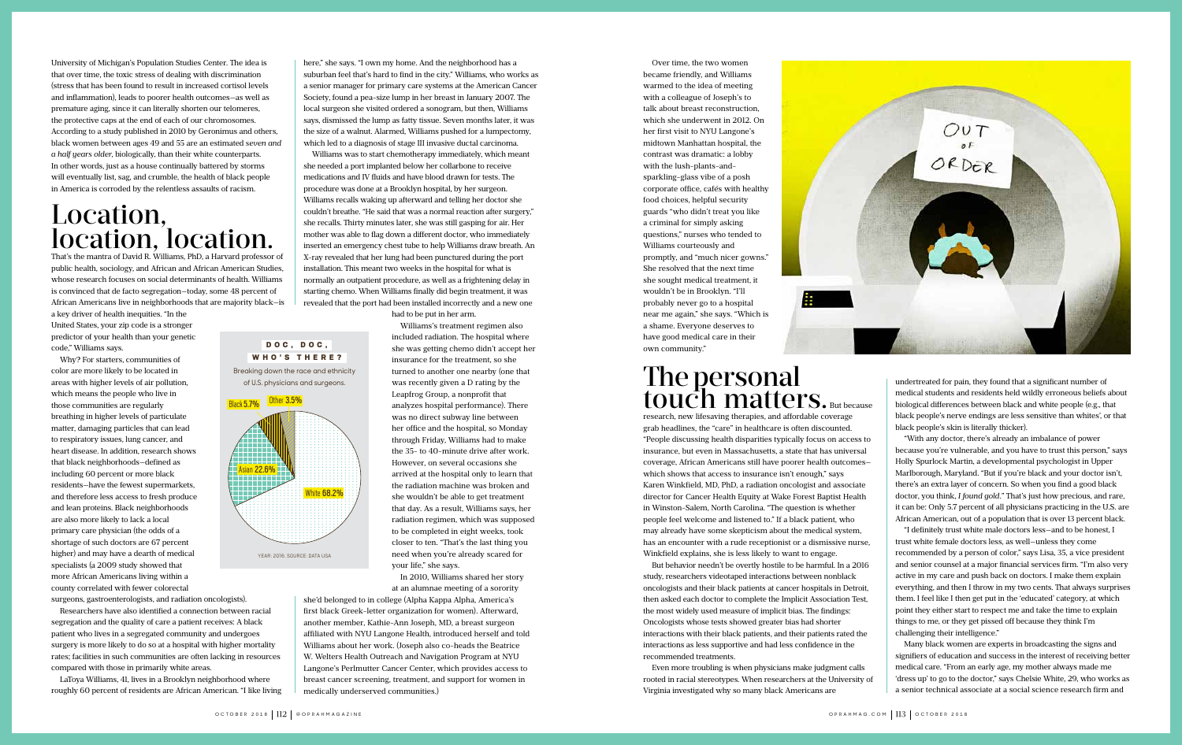University of Michigan's Population Studies Center. The idea is that over time, the toxic stress of dealing with discrimination (stress that has been found to result in increased cortisol levels and inflammation), leads to poorer health outcomes—as well as premature aging, since it can literally shorten our telomeres, the protective caps at the end of each of our chromosomes. According to a study published in 2010 by Geronimus and others, black women between ages 49 and 55 are an estimated *seven and a half years older*, biologically, than their white counterparts. In other words, just as a house continually battered by storms will eventually list, sag, and crumble, the health of black people in America is corroded by the relentless assaults of racism.

## Location, location, location.

That's the mantra of David R. Williams, PhD, a Harvard professor of public health, sociology, and African and African American Studies, whose research focuses on social determinants of health. Williams is convinced that de facto segregation—today, some 48 percent of African Americans live in neighborhoods that are majority black—is a key driver of health inequities. "In the United States, your zip code is a stronger predictor of your health than your genetic code," Williams says.

Why? For starters, communities of color are more likely to be located in areas with higher levels of air pollution, which means the people who live in those communities are regularly breathing in higher levels of particulate matter, damaging particles that can lead to respiratory issues, lung cancer, and heart disease. In addition, research shows that black neighborhoods—defined as including 60 percent or more black residents—have the fewest supermarkets, and therefore less access to fresh produce and lean proteins. Black neighborhoods are also more likely to lack a local primary care physician (the odds of a shortage of such doctors are 67 percent higher) and may have a dearth of medical specialists (a 2009 study showed that more African Americans living within a county correlated with fewer colorectal surgeons, gastroenterologists, and radiation oncologists).

Researchers have also identified a connection between racial segregation and the quality of care a patient receives: A black patient who lives in a segregated community and undergoes surgery is more likely to do so at a hospital with higher mortality rates; facilities in such communities are often lacking in resources compared with those in primarily white areas.

LaToya Williams, 41, lives in a Brooklyn neighborhood where roughly 60 percent of residents are African American. "I like living here," she says. "I own my home. And the neighborhood has a suburban feel that's hard to find in the city." Williams, who works as a senior manager for primary care systems at the American Cancer Society, found a pea-size lump in her breast in January 2007. The local surgeon she visited ordered a sonogram, but then, Williams says, dismissed the lump as fatty tissue. Seven months later, it was the size of a walnut. Alarmed, Williams pushed for a lumpectomy, which led to a diagnosis of stage III invasive ductal carcinoma.

Williams was to start chemotherapy immediately, which meant she needed a port implanted below her collarbone to receive medications and IV fluids and have blood drawn for tests. The procedure was done at a Brooklyn hospital, by her surgeon. Williams recalls waking up afterward and telling her doctor she couldn't breathe. "He said that was a normal reaction after surgery," she recalls. Thirty minutes later, she was still gasping for air. Her mother was able to flag down a different doctor, who immediately inserted an emergency chest tube to help Williams draw breath. An X-ray revealed that her lung had been punctured during the port installation. This meant two weeks in the hospital for what is normally an outpatient procedure, as well as a frightening delay in starting chemo. When Williams finally did begin treatment, it was revealed that the port had been installed incorrectly and a new one had to be put in her arm.

Williams's treatment regimen also included radiation. The hospital where she was getting chemo didn't accept her insurance for the treatment, so she turned to another one nearby (one that was recently given a D rating by the Leapfrog Group, a nonprofit that analyzes hospital performance). There was no direct subway line between her office and the hospital, so Monday through Friday, Williams had to make the 35- to 40-minute drive after work. However, on several occasions she arrived at the hospital only to learn that the radiation machine was broken and she wouldn't be able to get treatment that day. As a result, Williams says, her radiation regimen, which was supposed to be completed in eight weeks, took closer to ten. "That's the last thing you need when you're already scared for your life," she says.

In 2010, Williams shared her story at an alumnae meeting of a sorority she'd belonged to in college (Alpha Kappa Alpha, America's first black Greek-letter organization for women). Afterward, another member, Kathie-Ann Joseph, MD, a breast surgeon affiliated with NYU Langone Health, introduced herself and told Williams about her work. (Joseph also co-heads the Beatrice W. Welters Health Outreach and Navigation Program at NYU Langone's Perlmutter Cancer Center, which provides access to breast cancer screening, treatment, and support for women in medically underserved communities.)

**DOC, DOC, WHO'S THERE?**

Breaking down the race and ethnicity of U.S. physicians and surgeons.

| Race/Ethnicity | Percent |
| --- | --- |
| White | 68.2% |
| Asian | 22.6% |
| Black | 5.7% |
| Other | 3.5% |

YEAR: 2016. SOURCE: DATA USA

Over time, the two women became friendly, and Williams warmed to the idea of meeting with a colleague of Joseph's to talk about breast reconstruction, which she underwent in 2012. On her first visit to NYU Langone's midtown Manhattan hospital, the contrast was dramatic: a lobby with the lush-plants-and-sparkling-glass vibe of a posh corporate office, cafés with healthy food choices, helpful security guards "who didn't treat you like a criminal for simply asking questions," nurses who tended to Williams courteously and promptly, and "much nicer gowns." She resolved that the next time she sought medical treatment, it wouldn't be in Brooklyn. "I'll probably never go to a hospital near me again," she says. "Which is a shame. Everyone deserves to have good medical care in their own community."

## The personal touch matters.

But because research, new lifesaving therapies, and affordable coverage grab headlines, the "care" in healthcare is often discounted. "People discussing health disparities typically focus on access to insurance, but even in Massachusetts, a state that has universal coverage, African Americans still have poorer health outcomes—which shows that access to insurance isn't enough," says Karen Winkfield, MD, PhD, a radiation oncologist and associate director for Cancer Health Equity at Wake Forest Baptist Health in Winston-Salem, North Carolina. "The question is whether people feel welcome and listened to." If a black patient, who may already have some skepticism about the medical system, has an encounter with a rude receptionist or a dismissive nurse, Winkfield explains, she is less likely to want to engage.

But behavior needn't be overtly hostile to be harmful. In a 2016 study, researchers videotaped interactions between nonblack oncologists and their black patients at cancer hospitals in Detroit, then asked each doctor to complete the Implicit Association Test, the most widely used measure of implicit bias. The findings: Oncologists whose tests showed greater bias had shorter interactions with their black patients, and their patients rated the interactions as less supportive and had less confidence in the recommended treatments.

Even more troubling is when physicians make judgment calls rooted in racial stereotypes. When researchers at the University of Virginia investigated why so many black Americans are undertreated for pain, they found that a significant number of medical students and residents held wildly erroneous beliefs about biological differences between black and white people (e.g., that black people's nerve endings are less sensitive than whites', or that black people's skin is literally thicker).

"With any doctor, there's already an imbalance of power because you're vulnerable, and you have to trust this person," says Holly Spurlock Martin, a developmental psychologist in Upper Marlborough, Maryland. "But if you're black and your doctor isn't, there's an extra layer of concern. So when you find a good black doctor, you think, *I found gold*." That's just how precious, and rare, it can be: Only 5.7 percent of all physicians practicing in the U.S. are African American, out of a population that is over 13 percent black.

"I definitely trust white male doctors less—and to be honest, I trust white female doctors less, as well—unless they come recommended by a person of color," says Lisa, 35, a vice president and senior counsel at a major financial services firm. "I'm also very active in my care and push back on doctors. I make them explain everything, and then I throw in my two cents. That always surprises them. I feel like I then get put in the 'educated' category, at which point they either start to respect me and take the time to explain things to me, or they get pissed off because they think I'm challenging their intelligence."

Many black women are experts in broadcasting the signs and signifiers of education and success in the interest of receiving better medical care. "From an early age, my mother always made me 'dress up' to go to the doctor," says Chelsie White, 29, who works as a senior technical associate at a social science research firm and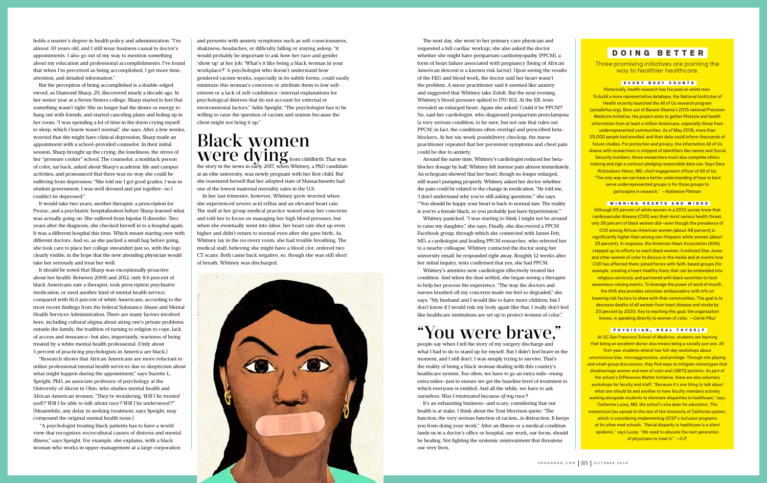holds a master's degree in health policy and administration. "I'm almost 30 years old, and I still wear business casual to doctor's appointments. I also go out of my way to mention something about my education and professional accomplishments. I've found that when I'm perceived as being accomplished, I get more time, attention, and detailed information."

But the perception of being accomplished is a double-edged sword, as Diamond Sharp, 29, discovered nearly a decade ago. In her senior year at a Seven Sisters college, Sharp started to feel that something wasn't right: She no longer had the desire or energy to hang out with friends, and started canceling plans and holing up in her room. "I was spending a lot of time in the dorm crying myself to sleep, which I knew wasn't normal," she says. After a few weeks, worried that she might have clinical depression, Sharp made an appointment with a school-provided counselor. In their initial session, Sharp brought up the crying, the loneliness, the stress of her "pressure cooker" school. The counselor, a nonblack person of color, sat back, asked about Sharp's academic life and campus activities, and pronounced that there was no way she could be suffering from depression. "She told me I got good grades, I was in student government, I was well dressed and put together—so I couldn't be depressed."

It would take two years, another therapist, a prescription for Prozac, and a psychiatric hospitalization before Sharp learned what was actually going on: She suffered from bipolar II disorder. Two years after the diagnosis, she checked herself in to a hospital again. It was a different hospital this time. Which meant starting over with different doctors. And so, as she packed a small bag before going, she took care to place her college sweatshirt just so, with the logo clearly visible, in the hope that the new attending physician would take her seriously and treat her well.

It should be noted that Sharp was exceptionally proactive about her health: Between 2008 and 2012, only 8.6 percent of black Americans saw a therapist, took prescription psychiatric medication, or used another kind of mental health service, compared with 16.6 percent of white Americans, according to the most recent findings from the federal Substance Abuse and Mental Health Services Administration. There are many factors involved here, including cultural stigma about airing one's private problems outside the family, the tradition of turning to religion to cope, lack of access and insurance—but also, importantly, wariness of being treated by a white mental health professional. (Only about 5 percent of practicing psychologists in America are black.)

"Research shows that African Americans are more reluctant to utilize professional mental health services due to skepticism about what might happen during the appointment," says Suzette L. Speight, PhD, an associate professor of psychology at the University of Akron in Ohio, who studies mental health and African American women. "They're wondering, *Will I be treated well? Will I be able to talk about race? Will I be understood?*" (Meanwhile, any delay in seeking treatment, says Speight, may compound the original mental health issue.)

"A psychologist treating black patients has to have a world view that recognizes sociocultural causes of distress and mental illness," says Speight. For example, she explains, with a black woman who works in upper management at a large corporation and presents with anxiety symptoms such as self-consciousness, shakiness, headaches, or difficulty falling or staying asleep, "it would probably be important to ask how her race and gender 'show up' at her job: 'What's it like being a black woman in your workplace?' A psychologist who doesn't understand how gendered racism works, especially in its subtle forms, could easily minimize this woman's concerns or attribute them to low self-esteem or a lack of self-confidence—internal explanations for psychological distress that do not account for external or environmental factors." Adds Speight, "The psychologist has to be willing to raise the question of racism and sexism because the client might not bring it up."

## Black women were dying

from childbirth: That was the story in the news in early 2017, when Whitney, a PhD candidate at an elite university, was newly pregnant with her first child. But she reassured herself that her adopted state of Massachusetts had one of the lowest maternal mortality rates in the U.S.

In her last trimester, however, Whitney grew worried when she experienced severe acid reflux and an elevated heart rate. The staff at her group medical practice waved away her concerns and told her to focus on managing her high blood pressure, but when she eventually went into labor, her heart rate shot up even higher and didn't return to normal even after she gave birth. As Whitney lay in the recovery room, she had trouble breathing. The medical staff, believing she might have a blood clot, ordered two CT scans. Both came back negative, so, though she was still short of breath, Whitney was discharged.

The next day, she went to her primary care physician and requested a full cardiac workup; she also asked the doctor whether she might have peripartum cardiomyopathy (PPCM), a form of heart failure associated with pregnancy (being of African American descent is a known risk factor). Upon seeing the results of the EKG and blood work, the doctor said her heart wasn't the problem. A nurse practitioner said it seemed like anxiety and suggested that Whitney take Zoloft. But the next evening, Whitney's blood pressure spiked to 170/102. At the ER, tests revealed an enlarged heart. Again she asked: Could it be PPCM? No, said her cardiologist, who diagnosed postpartum preeclampsia (a very serious condition, to be sure, but not one that rules out PPCM; in fact, the conditions often overlap) and prescribed beta-blockers. At her six-week postdelivery checkup, the nurse practitioner repeated that her persistent symptoms and chest pain could be due to anxiety.

Around the same time, Whitney's cardiologist reduced her beta-blocker dosage by half; Whitney felt intense pain almost immediately. An echogram showed that her heart, though no longer enlarged, still wasn't pumping properly. Whitney asked her doctor whether the pain could be related to the change in medication. "He told me, 'I don't understand why you're still asking questions,'" she says. "'You should be happy your heart is back to normal size. The reality is you're a female black, so you probably just have hypertension.'"

Whitney panicked. "I was starting to think I might not be around to raise my daughter," she says. Finally, she discovered a PPCM Facebook group, through which she connected with James Fett, MD, a cardiologist and leading PPCM researcher, who referred her to a nearby colleague. Whitney contacted the doctor using her university email; he responded right away. Roughly 12 weeks after her initial inquiry, tests confirmed that yes, she had PPCM.

Whitney's attentive new cardiologist effectively treated her condition. And when the dust settled, she began seeing a therapist to help her process the experience. "The way the doctors and nurses brushed off my concerns made me feel so degraded," she says. "My husband and I would like to have more children, but I don't know if I would risk my body again like that. I really don't feel like healthcare institutions are set up to protect women of color."

## "You were brave,"

people say when I tell the story of my surgery discharge and what I had to do to stand up for myself. But I didn't feel brave in the moment, and I still don't. I was simply trying to survive. That's the reality of being a black woman dealing with this country's healthcare system. Too often, we have to go an extra mile—*many* extra miles—just to ensure we get the baseline level of treatment to which everyone is entitled. And all the while, we have to ask ourselves: *Was I mistreated because of my race?*

It's an exhausting business—and scary, considering that our health is at stake. I think about the Toni Morrison quote: "The function, the very serious function of racism...is distraction. It keeps you from doing your work." After an illness or a medical condition lands us in a doctor's office or hospital, our work, our focus, should be healing. Not fighting the systemic mistreatment that threatens our very lives.

## DOING BETTER

Three promising initiatives are pointing the way to healthier healthcare.

### EVERY BODY COUNTS

Historically, health research has focused on white men. To build a more representative database, the National Institutes of Health recently launched the All of Us research program (joinallofus.org). Born out of Barack Obama's 2015 national Precision Medicine Initiative, the project aims to gather lifestyle and health information from at least a million Americans, especially those from underrepresented communities. As of May 2018, more than 25,000 people had enrolled, and their data could inform thousands of future studies. For protection and privacy, the information All of Us shares with researchers is stripped of identifiers like names and Social Security numbers; those researchers must also complete ethics training and sign a contract pledging responsible data use. Says Dara Richardson-Heron, MD, chief engagement officer of All of Us: "The only way we can have a better understanding of how to best serve underrepresented groups is for those groups to participate in research." *—Katherine Pittman*

### WINNING HEARTS AND MINDS

Although 65 percent of white women in a 2012 survey knew that cardiovascular disease (CVD) was their most serious health threat, only 36 percent of black women did—even though the prevalence of CVD among African American women (about 48 percent) is significantly higher than among non-Hispanic white women (about 35 percent). In response, the American Heart Association (AHA) stepped up its efforts to reach black women: It enlisted Star Jones and other women of color to discuss in the media and at events how CVD has affected them; joined forces with faith-based groups (for example, creating a heart-healthy litany that can be embedded into religious services); and partnered with black sororities to host awareness-raising events. To leverage the power of word of mouth, the AHA also provides volunteer ambassadors with info on lowering risk factors to share with their communities. The goal is to decrease deaths of *all* women from heart disease and stroke by 20 percent by 2020. Key to reaching this goal, the organization knows, is speaking directly to women of color. *—Corrie Pikul*

### PHYSICIAN, HEAL THYSELF

At UC San Francisco School of Medicine, students are learning that being an excellent doctor also means being a socially just one. All first-year students attend two full-day workshops about unconscious bias, microaggressions, and privilege. Through role playing and small-group discussions, they find ways to mitigate stereotypes that disadvantage women and men of color and LGBTQ patients. As part of the school's Differences Matter Initiative, there are also voluntary workshops for faculty and staff. "Because it's one thing to talk about what one *should* do and another to have faculty members actively working alongside students to eliminate disparities in healthcare," says Catherine Lucey, MD, the school's vice dean for education. The momentum has spread to the rest of the University of California system, which is considering implementing UCSF's inclusion programs at its other med schools. "Racial disparity in healthcare is a silent epidemic," says Lucey. "We need to educate the next generation of physicians to treat it." *—C.P.*